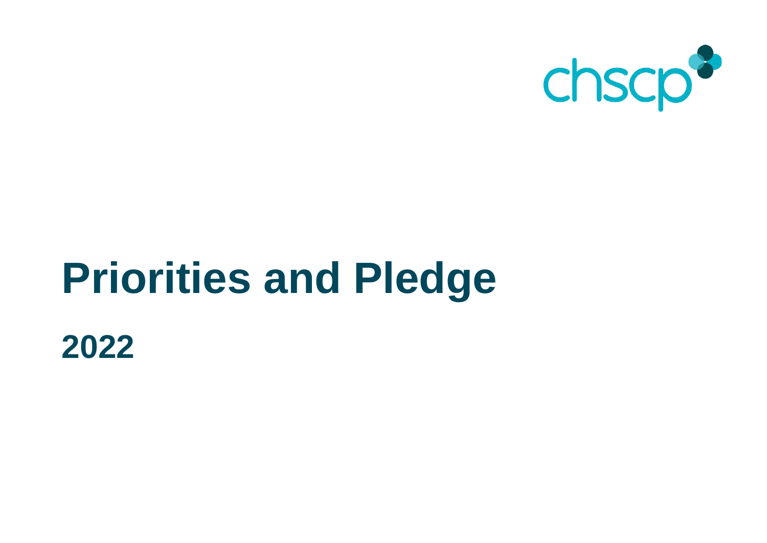chscp

# Priorities and Pledge

## 2022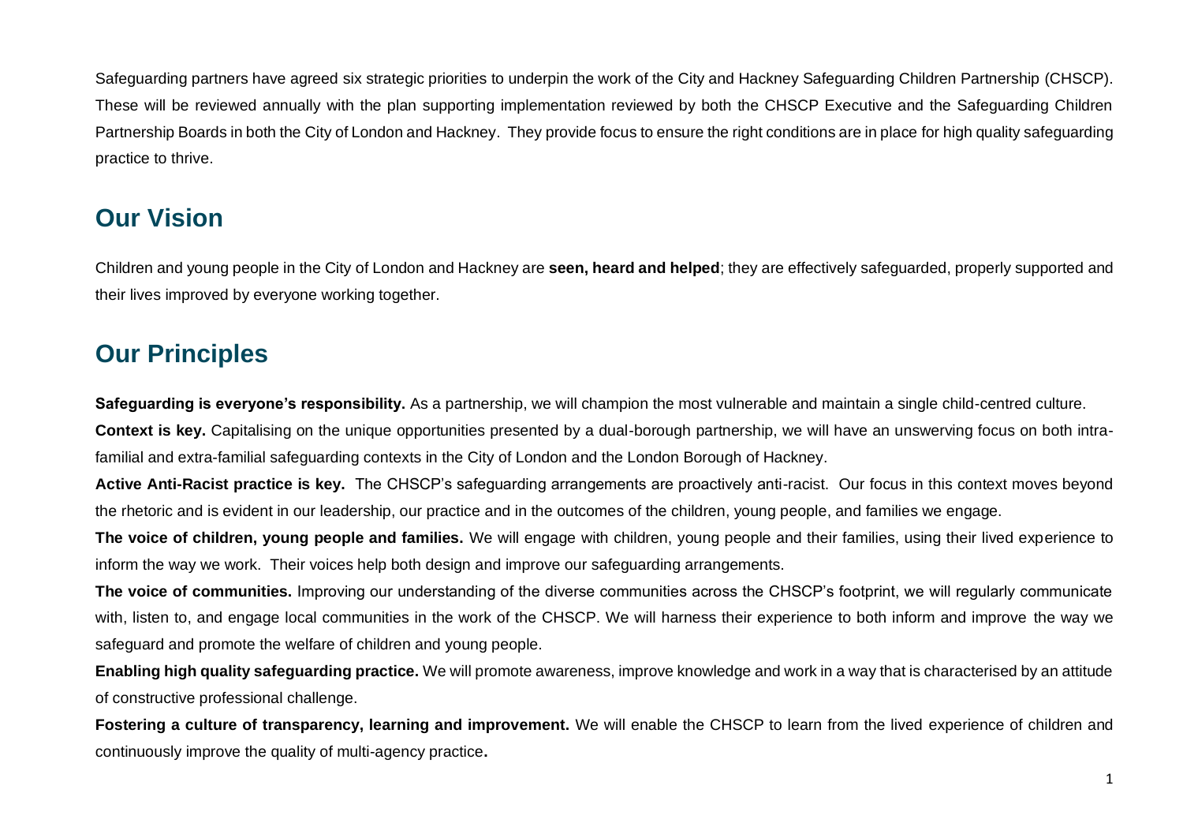Safeguarding partners have agreed six strategic priorities to underpin the work of the City and Hackney Safeguarding Children Partnership (CHSCP). These will be reviewed annually with the plan supporting implementation reviewed by both the CHSCP Executive and the Safeguarding Children Partnership Boards in both the City of London and Hackney. They provide focus to ensure the right conditions are in place for high quality safeguarding practice to thrive.

## Our Vision

Children and young people in the City of London and Hackney are **seen, heard and helped**; they are effectively safeguarded, properly supported and their lives improved by everyone working together.

## Our Principles

**Safeguarding is everyone's responsibility.** As a partnership, we will champion the most vulnerable and maintain a single child-centred culture.

**Context is key.** Capitalising on the unique opportunities presented by a dual-borough partnership, we will have an unswerving focus on both intra-familial and extra-familial safeguarding contexts in the City of London and the London Borough of Hackney.

**Active Anti-Racist practice is key.** The CHSCP's safeguarding arrangements are proactively anti-racist. Our focus in this context moves beyond the rhetoric and is evident in our leadership, our practice and in the outcomes of the children, young people, and families we engage.

**The voice of children, young people and families.** We will engage with children, young people and their families, using their lived experience to inform the way we work. Their voices help both design and improve our safeguarding arrangements.

**The voice of communities.** Improving our understanding of the diverse communities across the CHSCP's footprint, we will regularly communicate with, listen to, and engage local communities in the work of the CHSCP. We will harness their experience to both inform and improve the way we safeguard and promote the welfare of children and young people.

**Enabling high quality safeguarding practice.** We will promote awareness, improve knowledge and work in a way that is characterised by an attitude of constructive professional challenge.

**Fostering a culture of transparency, learning and improvement.** We will enable the CHSCP to learn from the lived experience of children and continuously improve the quality of multi-agency practice**.**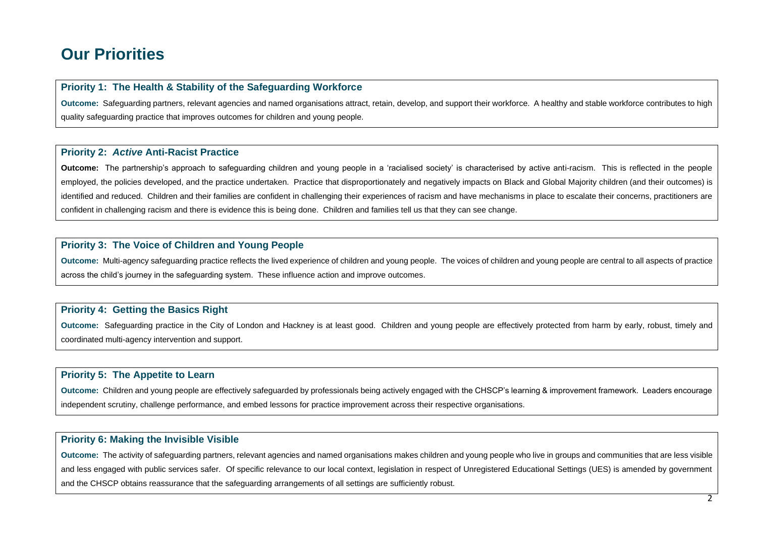# Our Priorities

### Priority 1: The Health & Stability of the Safeguarding Workforce

**Outcome:** Safeguarding partners, relevant agencies and named organisations attract, retain, develop, and support their workforce. A healthy and stable workforce contributes to high quality safeguarding practice that improves outcomes for children and young people.

### Priority 2: *Active* Anti-Racist Practice

**Outcome:** The partnership's approach to safeguarding children and young people in a 'racialised society' is characterised by active anti-racism. This is reflected in the people employed, the policies developed, and the practice undertaken. Practice that disproportionately and negatively impacts on Black and Global Majority children (and their outcomes) is identified and reduced. Children and their families are confident in challenging their experiences of racism and have mechanisms in place to escalate their concerns, practitioners are confident in challenging racism and there is evidence this is being done. Children and families tell us that they can see change.

### Priority 3: The Voice of Children and Young People

**Outcome:** Multi-agency safeguarding practice reflects the lived experience of children and young people. The voices of children and young people are central to all aspects of practice across the child's journey in the safeguarding system. These influence action and improve outcomes.

### Priority 4: Getting the Basics Right

**Outcome:** Safeguarding practice in the City of London and Hackney is at least good. Children and young people are effectively protected from harm by early, robust, timely and coordinated multi-agency intervention and support.

### Priority 5: The Appetite to Learn

**Outcome:** Children and young people are effectively safeguarded by professionals being actively engaged with the CHSCP's learning & improvement framework. Leaders encourage independent scrutiny, challenge performance, and embed lessons for practice improvement across their respective organisations.

### Priority 6: Making the Invisible Visible

**Outcome:** The activity of safeguarding partners, relevant agencies and named organisations makes children and young people who live in groups and communities that are less visible and less engaged with public services safer. Of specific relevance to our local context, legislation in respect of Unregistered Educational Settings (UES) is amended by government and the CHSCP obtains reassurance that the safeguarding arrangements of all settings are sufficiently robust.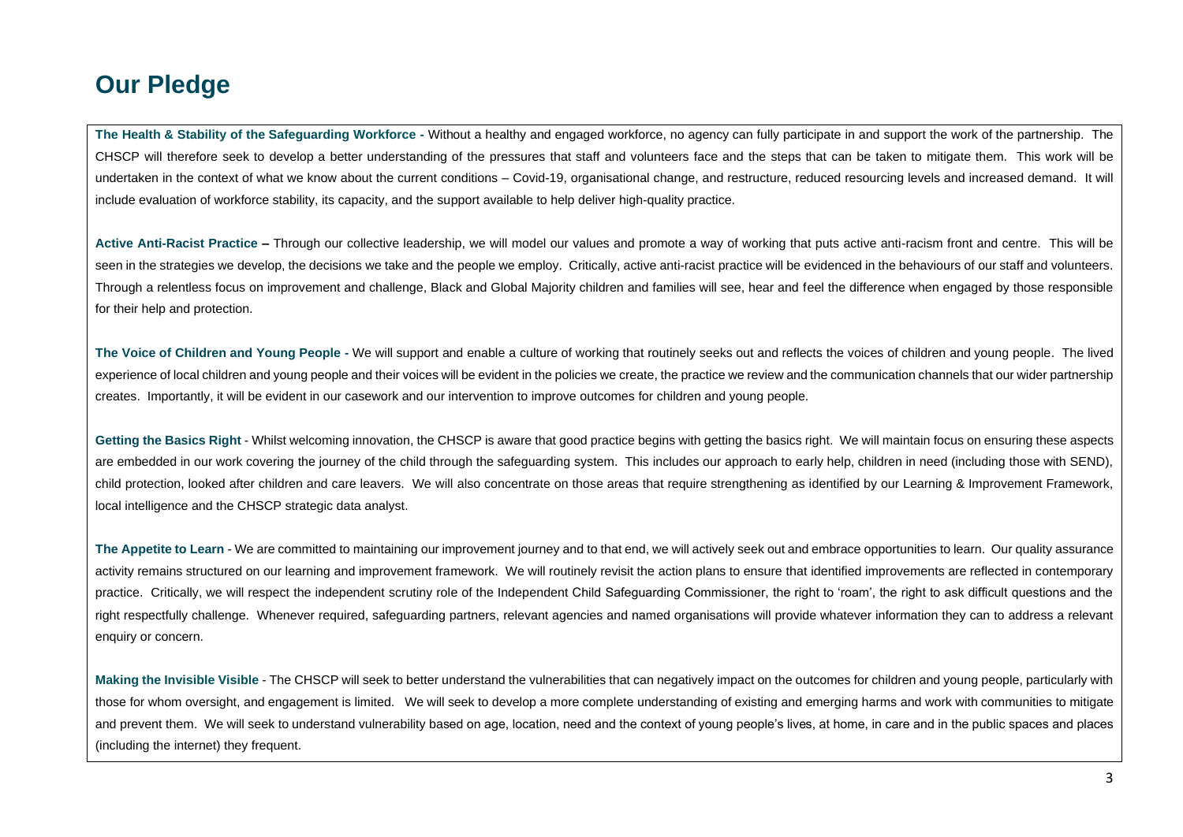# Our Pledge

**The Health & Stability of the Safeguarding Workforce -** Without a healthy and engaged workforce, no agency can fully participate in and support the work of the partnership. The CHSCP will therefore seek to develop a better understanding of the pressures that staff and volunteers face and the steps that can be taken to mitigate them. This work will be undertaken in the context of what we know about the current conditions – Covid-19, organisational change, and restructure, reduced resourcing levels and increased demand. It will include evaluation of workforce stability, its capacity, and the support available to help deliver high-quality practice.

**Active Anti-Racist Practice –** Through our collective leadership, we will model our values and promote a way of working that puts active anti-racism front and centre. This will be seen in the strategies we develop, the decisions we take and the people we employ. Critically, active anti-racist practice will be evidenced in the behaviours of our staff and volunteers. Through a relentless focus on improvement and challenge, Black and Global Majority children and families will see, hear and feel the difference when engaged by those responsible for their help and protection.

**The Voice of Children and Young People -** We will support and enable a culture of working that routinely seeks out and reflects the voices of children and young people. The lived experience of local children and young people and their voices will be evident in the policies we create, the practice we review and the communication channels that our wider partnership creates. Importantly, it will be evident in our casework and our intervention to improve outcomes for children and young people.

**Getting the Basics Right** - Whilst welcoming innovation, the CHSCP is aware that good practice begins with getting the basics right. We will maintain focus on ensuring these aspects are embedded in our work covering the journey of the child through the safeguarding system. This includes our approach to early help, children in need (including those with SEND), child protection, looked after children and care leavers. We will also concentrate on those areas that require strengthening as identified by our Learning & Improvement Framework, local intelligence and the CHSCP strategic data analyst.

**The Appetite to Learn** - We are committed to maintaining our improvement journey and to that end, we will actively seek out and embrace opportunities to learn. Our quality assurance activity remains structured on our learning and improvement framework. We will routinely revisit the action plans to ensure that identified improvements are reflected in contemporary practice. Critically, we will respect the independent scrutiny role of the Independent Child Safeguarding Commissioner, the right to 'roam', the right to ask difficult questions and the right respectfully challenge. Whenever required, safeguarding partners, relevant agencies and named organisations will provide whatever information they can to address a relevant enquiry or concern.

**Making the Invisible Visible** - The CHSCP will seek to better understand the vulnerabilities that can negatively impact on the outcomes for children and young people, particularly with those for whom oversight, and engagement is limited. We will seek to develop a more complete understanding of existing and emerging harms and work with communities to mitigate and prevent them. We will seek to understand vulnerability based on age, location, need and the context of young people's lives, at home, in care and in the public spaces and places (including the internet) they frequent.